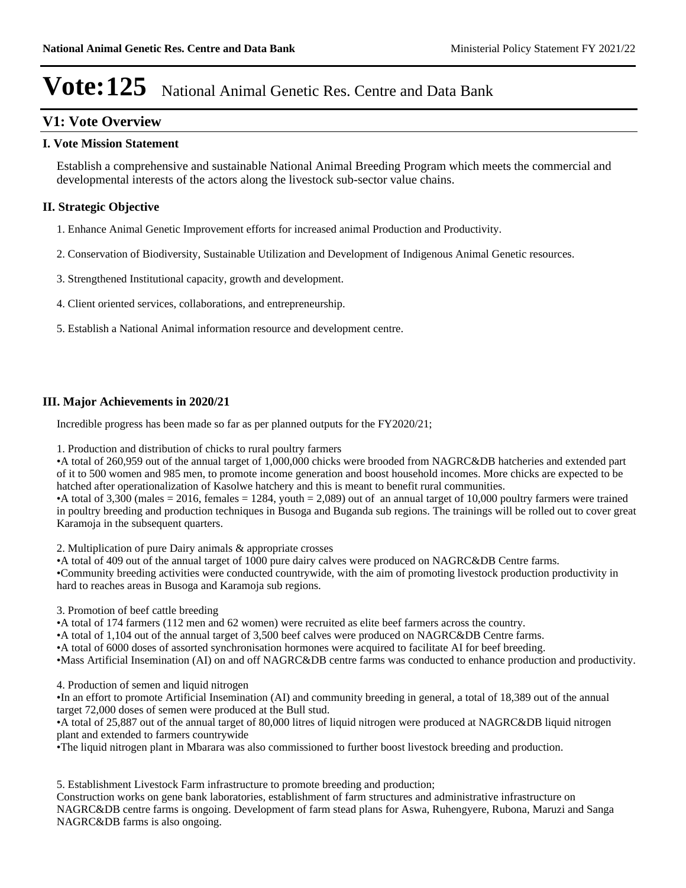# Vote:125 National Animal Genetic Res. Centre and Data Bank

## V1: Vote Overview

### I. Vote Mission Statement

Establish a comprehensive and sustainable National Animal Breeding Program which meets the commercial and developmental interests of the actors along the livestock sub-sector value chains.

### II. Strategic Objective

1. Enhance Animal Genetic Improvement efforts for increased animal Production and Productivity.

2. Conservation of Biodiversity, Sustainable Utilization and Development of Indigenous Animal Genetic resources.

3. Strengthened Institutional capacity, growth and development.

4. Client oriented services, collaborations, and entrepreneurship.

5. Establish a National Animal information resource and development centre.

### III. Major Achievements in 2020/21

Incredible progress has been made so far as per planned outputs for the FY2020/21;

1. Production and distribution of chicks to rural poultry farmers
•A total of 260,959 out of the annual target of 1,000,000 chicks were brooded from NAGRC&DB hatcheries and extended part of it to 500 women and 985 men, to promote income generation and boost household incomes. More chicks are expected to be hatched after operationalization of Kasolwe hatchery and this is meant to benefit rural communities.
•A total of 3,300 (males = 2016, females = 1284, youth = 2,089) out of an annual target of 10,000 poultry farmers were trained in poultry breeding and production techniques in Busoga and Buganda sub regions. The trainings will be rolled out to cover great Karamoja in the subsequent quarters.

2. Multiplication of pure Dairy animals & appropriate crosses
•A total of 409 out of the annual target of 1000 pure dairy calves were produced on NAGRC&DB Centre farms.
•Community breeding activities were conducted countrywide, with the aim of promoting livestock production productivity in hard to reaches areas in Busoga and Karamoja sub regions.

3. Promotion of beef cattle breeding
•A total of 174 farmers (112 men and 62 women) were recruited as elite beef farmers across the country.
•A total of 1,104 out of the annual target of 3,500 beef calves were produced on NAGRC&DB Centre farms.
•A total of 6000 doses of assorted synchronisation hormones were acquired to facilitate AI for beef breeding.
•Mass Artificial Insemination (AI) on and off NAGRC&DB centre farms was conducted to enhance production and productivity.

4. Production of semen and liquid nitrogen
•In an effort to promote Artificial Insemination (AI) and community breeding in general, a total of 18,389 out of the annual target 72,000 doses of semen were produced at the Bull stud.
•A total of 25,887 out of the annual target of 80,000 litres of liquid nitrogen were produced at NAGRC&DB liquid nitrogen plant and extended to farmers countrywide
•The liquid nitrogen plant in Mbarara was also commissioned to further boost livestock breeding and production.

5. Establishment Livestock Farm infrastructure to promote breeding and production;
Construction works on gene bank laboratories, establishment of farm structures and administrative infrastructure on NAGRC&DB centre farms is ongoing. Development of farm stead plans for Aswa, Ruhengyere, Rubona, Maruzi and Sanga NAGRC&DB farms is also ongoing.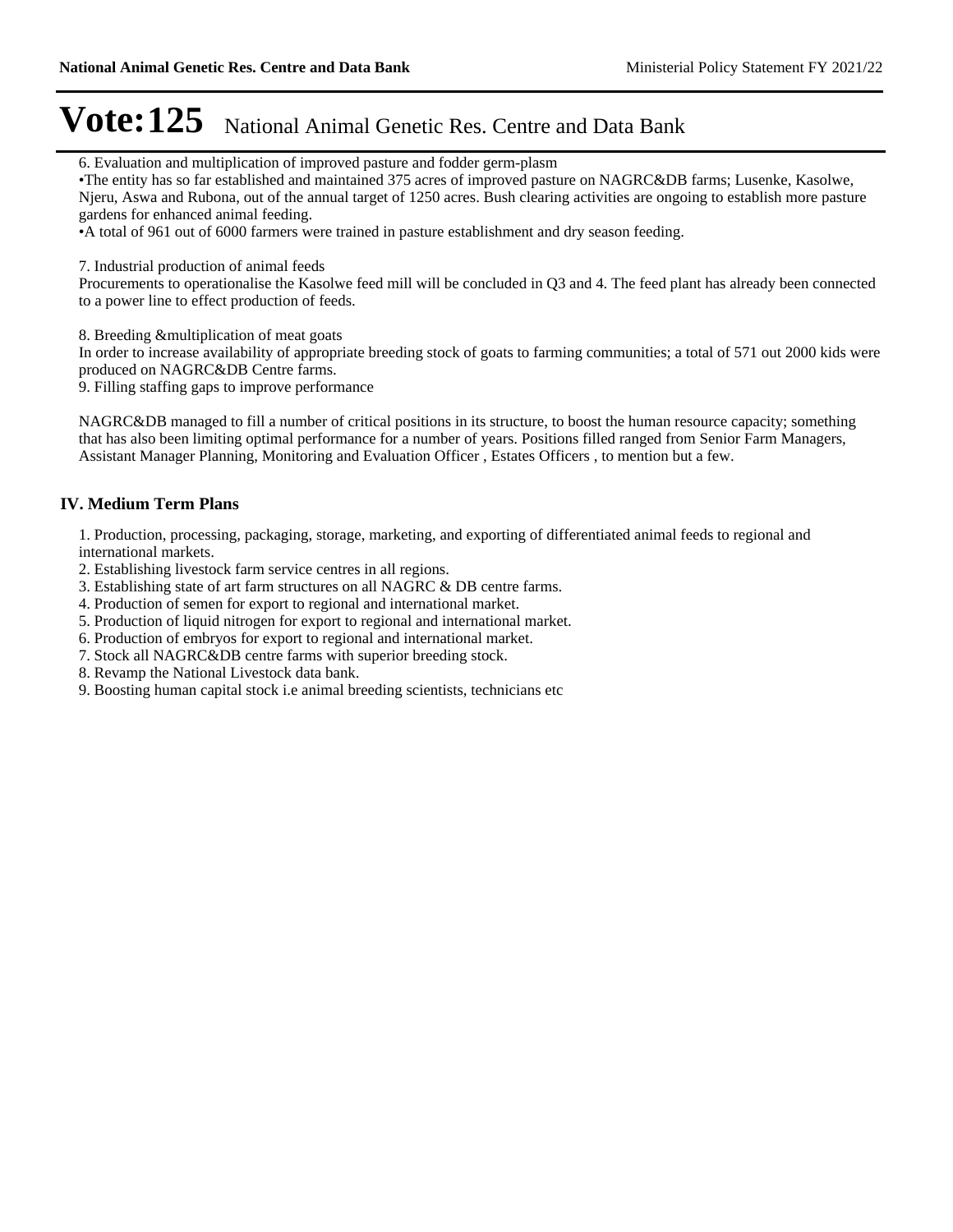6. Evaluation and multiplication of improved pasture and fodder germ-plasm

•The entity has so far established and maintained 375 acres of improved pasture on NAGRC&DB farms; Lusenke, Kasolwe, Njeru, Aswa and Rubona, out of the annual target of 1250 acres. Bush clearing activities are ongoing to establish more pasture gardens for enhanced animal feeding.

•A total of 961 out of 6000 farmers were trained in pasture establishment and dry season feeding.

7. Industrial production of animal feeds

Procurements to operationalise the Kasolwe feed mill will be concluded in Q3 and 4. The feed plant has already been connected to a power line to effect production of feeds.

8. Breeding &multiplication of meat goats

In order to increase availability of appropriate breeding stock of goats to farming communities; a total of 571 out 2000 kids were produced on NAGRC&DB Centre farms.

9. Filling staffing gaps to improve performance

NAGRC&DB managed to fill a number of critical positions in its structure, to boost the human resource capacity; something that has also been limiting optimal performance for a number of years. Positions filled ranged from Senior Farm Managers, Assistant Manager Planning, Monitoring and Evaluation Officer , Estates Officers , to mention but a few.

## IV. Medium Term Plans

1. Production, processing, packaging, storage, marketing, and exporting of differentiated animal feeds to regional and international markets.
2. Establishing livestock farm service centres in all regions.
3. Establishing state of art farm structures on all NAGRC & DB centre farms.
4. Production of semen for export to regional and international market.
5. Production of liquid nitrogen for export to regional and international market.
6. Production of embryos for export to regional and international market.
7. Stock all NAGRC&DB centre farms with superior breeding stock.
8. Revamp the National Livestock data bank.
9. Boosting human capital stock i.e animal breeding scientists, technicians etc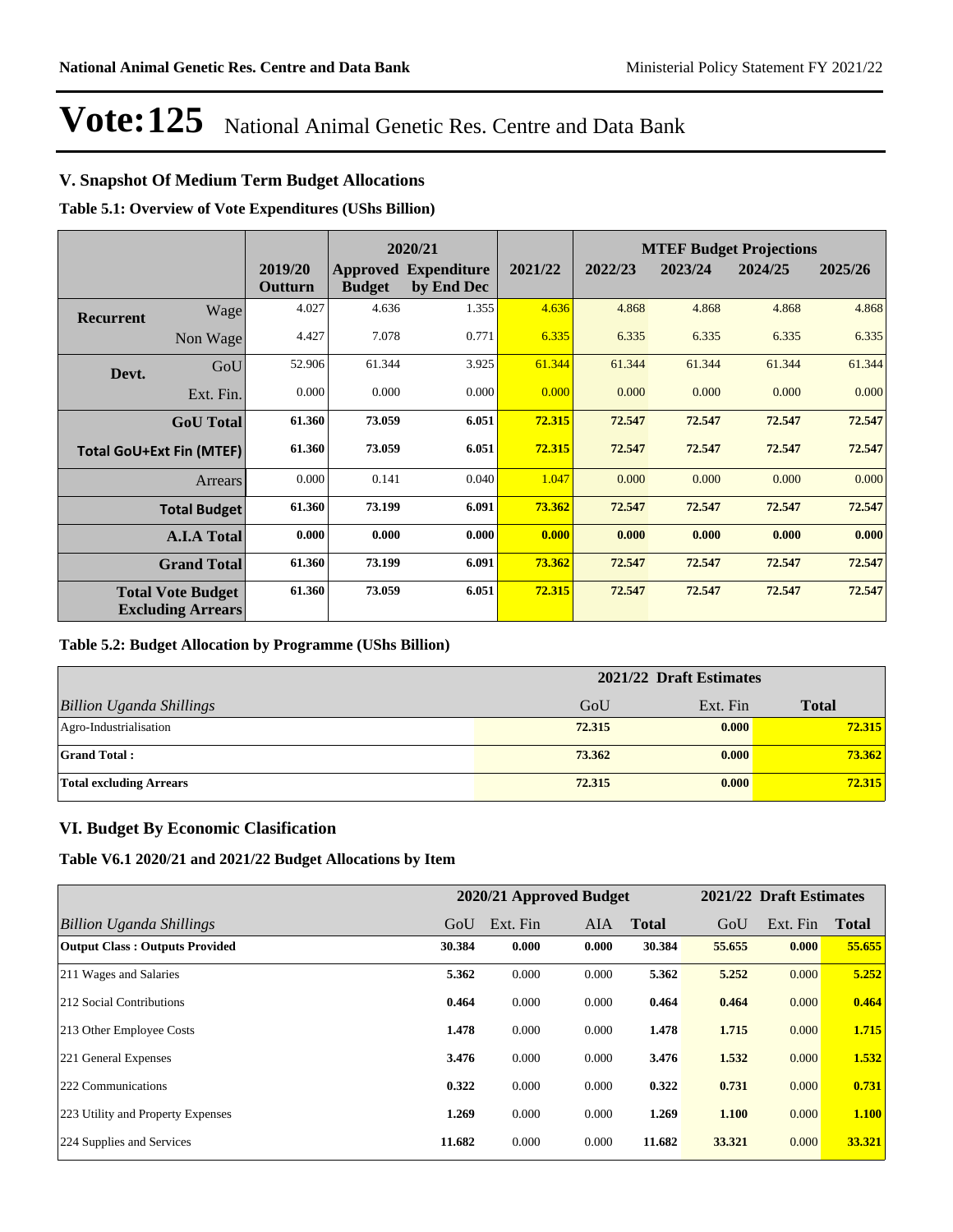# Vote:125 National Animal Genetic Res. Centre and Data Bank

## V. Snapshot Of Medium Term Budget Allocations

**Table 5.1: Overview of Vote Expenditures (UShs Billion)**

| | | | 2020/21 | | | MTEF Budget Projections | | | |
|---|---|---|---|---|---|---|---|---|---|
| | | 2019/20 Outturn | Approved Budget | Expenditure by End Dec | 2021/22 | 2022/23 | 2023/24 | 2024/25 | 2025/26 |
| **Recurrent** | Wage | 4.027 | 4.636 | 1.355 | 4.636 | 4.868 | 4.868 | 4.868 | 4.868 |
| | Non Wage | 4.427 | 7.078 | 0.771 | 6.335 | 6.335 | 6.335 | 6.335 | 6.335 |
| **Devt.** | GoU | 52.906 | 61.344 | 3.925 | 61.344 | 61.344 | 61.344 | 61.344 | 61.344 |
| | Ext. Fin. | 0.000 | 0.000 | 0.000 | 0.000 | 0.000 | 0.000 | 0.000 | 0.000 |
| | **GoU Total** | **61.360** | **73.059** | **6.051** | **72.315** | **72.547** | **72.547** | **72.547** | **72.547** |
| **Total GoU+Ext Fin (MTEF)** | | **61.360** | **73.059** | **6.051** | **72.315** | **72.547** | **72.547** | **72.547** | **72.547** |
| | Arrears | 0.000 | 0.141 | 0.040 | 1.047 | 0.000 | 0.000 | 0.000 | 0.000 |
| | **Total Budget** | **61.360** | **73.199** | **6.091** | **73.362** | **72.547** | **72.547** | **72.547** | **72.547** |
| | **A.I.A Total** | **0.000** | **0.000** | **0.000** | **0.000** | **0.000** | **0.000** | **0.000** | **0.000** |
| | **Grand Total** | **61.360** | **73.199** | **6.091** | **73.362** | **72.547** | **72.547** | **72.547** | **72.547** |
| **Total Vote Budget Excluding Arrears** | | **61.360** | **73.059** | **6.051** | **72.315** | **72.547** | **72.547** | **72.547** | **72.547** |

**Table 5.2: Budget Allocation by Programme (UShs Billion)**

| | 2021/22 Draft Estimates | | |
|---|---|---|---|
| *Billion Uganda Shillings* | GoU | Ext. Fin | **Total** |
| Agro-Industrialisation | **72.315** | **0.000** | **72.315** |
| **Grand Total :** | **73.362** | **0.000** | **73.362** |
| **Total excluding Arrears** | **72.315** | **0.000** | **72.315** |

## VI. Budget By Economic Clasification

**Table V6.1 2020/21 and 2021/22 Budget Allocations by Item**

| | 2020/21 Approved Budget | | | | 2021/22 Draft Estimates | | |
|---|---|---|---|---|---|---|---|
| *Billion Uganda Shillings* | GoU | Ext. Fin | AIA | **Total** | GoU | Ext. Fin | **Total** |
| **Output Class : Outputs Provided** | **30.384** | **0.000** | **0.000** | **30.384** | **55.655** | **0.000** | **55.655** |
| 211 Wages and Salaries | **5.362** | 0.000 | 0.000 | **5.362** | **5.252** | 0.000 | **5.252** |
| 212 Social Contributions | **0.464** | 0.000 | 0.000 | **0.464** | **0.464** | 0.000 | **0.464** |
| 213 Other Employee Costs | **1.478** | 0.000 | 0.000 | **1.478** | **1.715** | 0.000 | **1.715** |
| 221 General Expenses | **3.476** | 0.000 | 0.000 | **3.476** | **1.532** | 0.000 | **1.532** |
| 222 Communications | **0.322** | 0.000 | 0.000 | **0.322** | **0.731** | 0.000 | **0.731** |
| 223 Utility and Property Expenses | **1.269** | 0.000 | 0.000 | **1.269** | **1.100** | 0.000 | **1.100** |
| 224 Supplies and Services | **11.682** | 0.000 | 0.000 | **11.682** | **33.321** | 0.000 | **33.321** |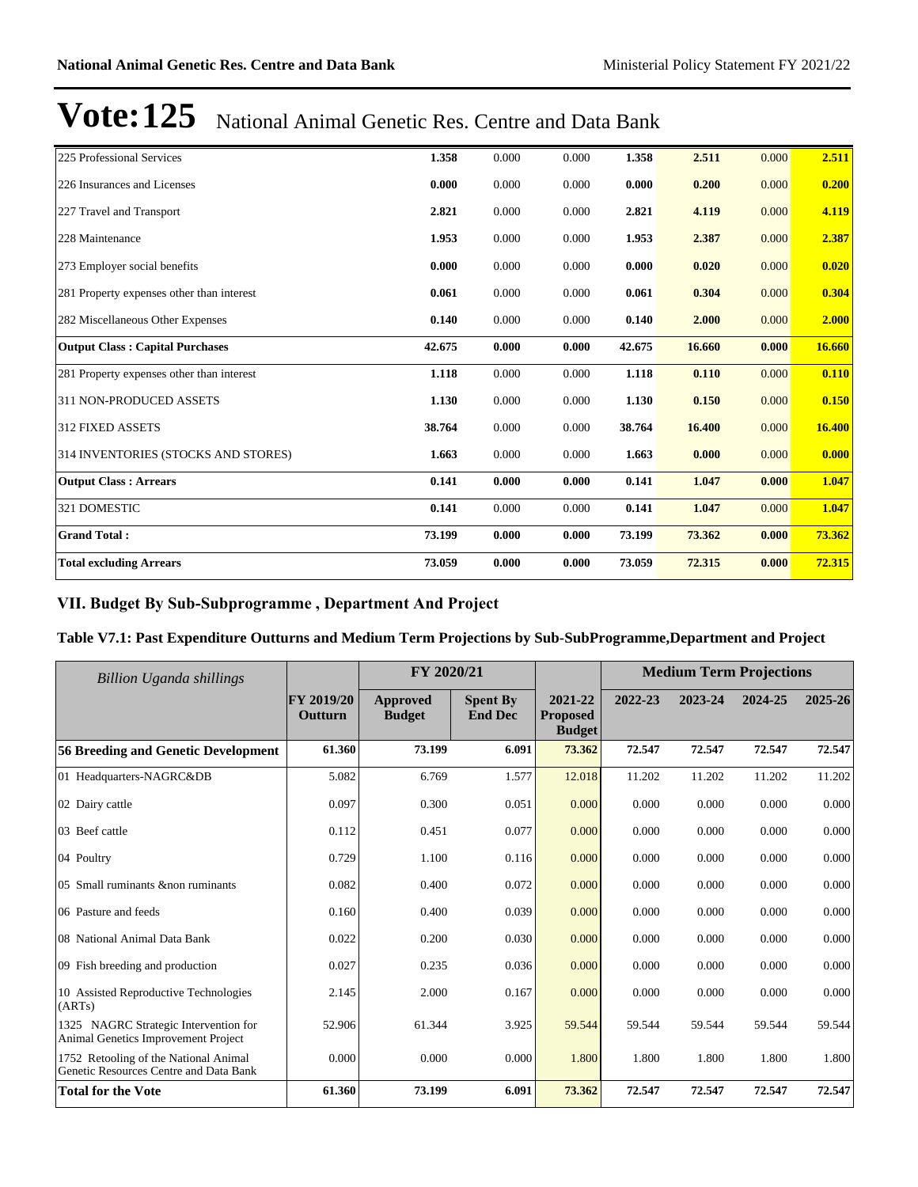# Vote:125 National Animal Genetic Res. Centre and Data Bank

| | | | | | | | |
|---|---|---|---|---|---|---|---|
| 225 Professional Services | **1.358** | 0.000 | 0.000 | **1.358** | **2.511** | 0.000 | **2.511** |
| 226 Insurances and Licenses | **0.000** | 0.000 | 0.000 | **0.000** | **0.200** | 0.000 | **0.200** |
| 227 Travel and Transport | **2.821** | 0.000 | 0.000 | **2.821** | **4.119** | 0.000 | **4.119** |
| 228 Maintenance | **1.953** | 0.000 | 0.000 | **1.953** | **2.387** | 0.000 | **2.387** |
| 273 Employer social benefits | **0.000** | 0.000 | 0.000 | **0.000** | **0.020** | 0.000 | **0.020** |
| 281 Property expenses other than interest | **0.061** | 0.000 | 0.000 | **0.061** | **0.304** | 0.000 | **0.304** |
| 282 Miscellaneous Other Expenses | **0.140** | 0.000 | 0.000 | **0.140** | **2.000** | 0.000 | **2.000** |
| **Output Class : Capital Purchases** | **42.675** | **0.000** | **0.000** | **42.675** | **16.660** | **0.000** | **16.660** |
| 281 Property expenses other than interest | **1.118** | 0.000 | 0.000 | **1.118** | **0.110** | 0.000 | **0.110** |
| 311 NON-PRODUCED ASSETS | **1.130** | 0.000 | 0.000 | **1.130** | **0.150** | 0.000 | **0.150** |
| 312 FIXED ASSETS | **38.764** | 0.000 | 0.000 | **38.764** | **16.400** | 0.000 | **16.400** |
| 314 INVENTORIES (STOCKS AND STORES) | **1.663** | 0.000 | 0.000 | **1.663** | **0.000** | 0.000 | **0.000** |
| **Output Class : Arrears** | **0.141** | **0.000** | **0.000** | **0.141** | **1.047** | **0.000** | **1.047** |
| 321 DOMESTIC | **0.141** | 0.000 | 0.000 | **0.141** | **1.047** | 0.000 | **1.047** |
| **Grand Total :** | **73.199** | **0.000** | **0.000** | **73.199** | **73.362** | **0.000** | **73.362** |
| **Total excluding Arrears** | **73.059** | **0.000** | **0.000** | **73.059** | **72.315** | **0.000** | **72.315** |

## VII. Budget By Sub-Subprogramme , Department And Project

### Table V7.1: Past Expenditure Outturns and Medium Term Projections by Sub-SubProgramme,Department and Project

| *Billion Uganda shillings* | | FY 2020/21 | | | Medium Term Projections | | | |
|---|---|---|---|---|---|---|---|---|
| | **FY 2019/20 Outturn** | **Approved Budget** | **Spent By End Dec** | **2021-22 Proposed Budget** | **2022-23** | **2023-24** | **2024-25** | **2025-26** |
| **56 Breeding and Genetic Development** | **61.360** | **73.199** | **6.091** | **73.362** | **72.547** | **72.547** | **72.547** | **72.547** |
| 01 Headquarters-NAGRC&DB | 5.082 | 6.769 | 1.577 | 12.018 | 11.202 | 11.202 | 11.202 | 11.202 |
| 02 Dairy cattle | 0.097 | 0.300 | 0.051 | 0.000 | 0.000 | 0.000 | 0.000 | 0.000 |
| 03 Beef cattle | 0.112 | 0.451 | 0.077 | 0.000 | 0.000 | 0.000 | 0.000 | 0.000 |
| 04 Poultry | 0.729 | 1.100 | 0.116 | 0.000 | 0.000 | 0.000 | 0.000 | 0.000 |
| 05 Small ruminants &non ruminants | 0.082 | 0.400 | 0.072 | 0.000 | 0.000 | 0.000 | 0.000 | 0.000 |
| 06 Pasture and feeds | 0.160 | 0.400 | 0.039 | 0.000 | 0.000 | 0.000 | 0.000 | 0.000 |
| 08 National Animal Data Bank | 0.022 | 0.200 | 0.030 | 0.000 | 0.000 | 0.000 | 0.000 | 0.000 |
| 09 Fish breeding and production | 0.027 | 0.235 | 0.036 | 0.000 | 0.000 | 0.000 | 0.000 | 0.000 |
| 10 Assisted Reproductive Technologies (ARTs) | 2.145 | 2.000 | 0.167 | 0.000 | 0.000 | 0.000 | 0.000 | 0.000 |
| 1325 NAGRC Strategic Intervention for Animal Genetics Improvement Project | 52.906 | 61.344 | 3.925 | 59.544 | 59.544 | 59.544 | 59.544 | 59.544 |
| 1752 Retooling of the National Animal Genetic Resources Centre and Data Bank | 0.000 | 0.000 | 0.000 | 1.800 | 1.800 | 1.800 | 1.800 | 1.800 |
| **Total for the Vote** | **61.360** | **73.199** | **6.091** | **73.362** | **72.547** | **72.547** | **72.547** | **72.547** |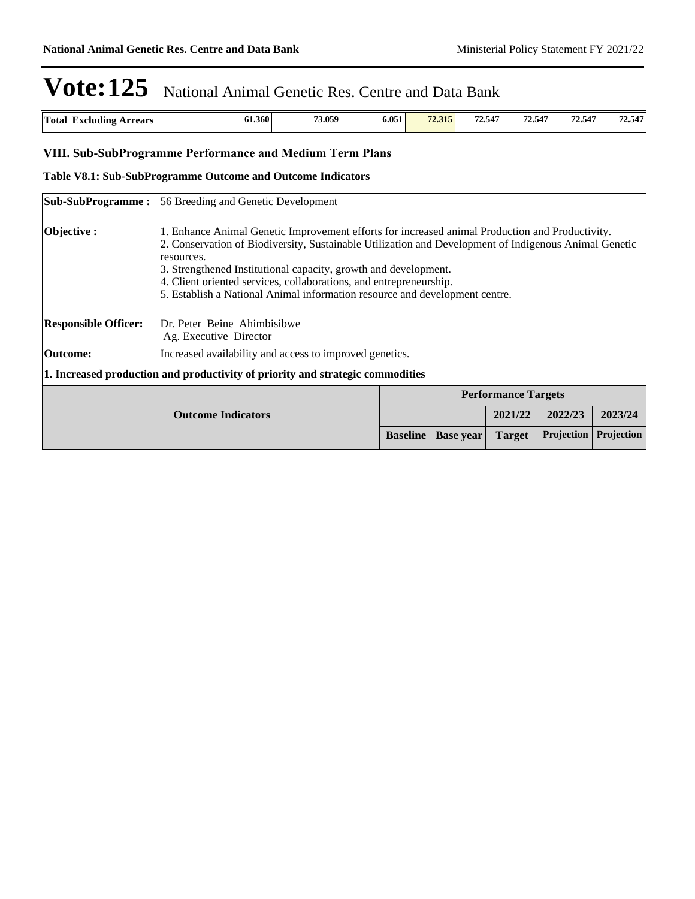# Vote:125 National Animal Genetic Res. Centre and Data Bank

| Total Excluding Arrears | 61.360 | 73.059 | 6.051 | 72.315 | 72.547 | 72.547 | 72.547 | 72.547 |
|---|---|---|---|---|---|---|---|---|

## VIII. Sub-SubProgramme Performance and Medium Term Plans

### Table V8.1: Sub-SubProgramme Outcome and Outcome Indicators

| | |
|---|---|
| **Sub-SubProgramme :** | 56 Breeding and Genetic Development |
| **Objective :** | 1. Enhance Animal Genetic Improvement efforts for increased animal Production and Productivity.<br>2. Conservation of Biodiversity, Sustainable Utilization and Development of Indigenous Animal Genetic resources.<br>3. Strengthened Institutional capacity, growth and development.<br>4. Client oriented services, collaborations, and entrepreneurship.<br>5. Establish a National Animal information resource and development centre. |
| **Responsible Officer:** | Dr. Peter Beine Ahimbisibwe<br>Ag. Executive Director |
| **Outcome:** | Increased availability and access to improved genetics. |

**1. Increased production and productivity of priority and strategic commodities**

| Outcome Indicators | Performance Targets | | | | |
|---|---|---|---|---|---|
| | | | 2021/22 | 2022/23 | 2023/24 |
| | Baseline | Base year | Target | Projection | Projection |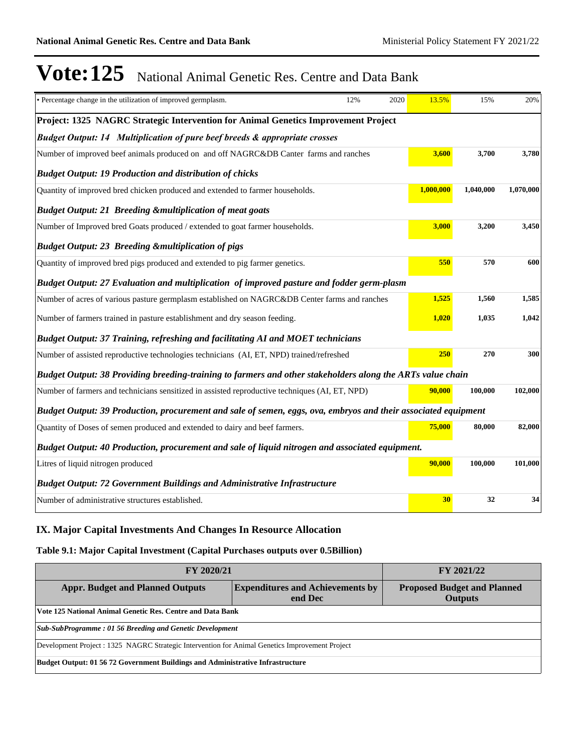# Vote:125 National Animal Genetic Res. Centre and Data Bank

| | | | | | |
|---|---|---|---|---|---|
| • Percentage change in the utilization of improved germplasm. | 12% | 2020 | 13.5% | 15% | 20% |
| **Project: 1325 NAGRC Strategic Intervention for Animal Genetics Improvement Project** | | | | | |
| ***Budget Output: 14 Multiplication of pure beef breeds & appropriate crosses*** | | | | | |
| Number of improved beef animals produced on and off NAGRC&DB Canter farms and ranches | | | **3,600** | **3,700** | **3,780** |
| ***Budget Output: 19 Production and distribution of chicks*** | | | | | |
| Quantity of improved bred chicken produced and extended to farmer households. | | | **1,000,000** | **1,040,000** | **1,070,000** |
| ***Budget Output: 21 Breeding &multiplication of meat goats*** | | | | | |
| Number of Improved bred Goats produced / extended to goat farmer households. | | | **3,000** | **3,200** | **3,450** |
| ***Budget Output: 23 Breeding &multiplication of pigs*** | | | | | |
| Quantity of improved bred pigs produced and extended to pig farmer genetics. | | | **550** | **570** | **600** |
| ***Budget Output: 27 Evaluation and multiplication of improved pasture and fodder germ-plasm*** | | | | | |
| Number of acres of various pasture germplasm established on NAGRC&DB Center farms and ranches | | | **1,525** | **1,560** | **1,585** |
| Number of farmers trained in pasture establishment and dry season feeding. | | | **1,020** | **1,035** | **1,042** |
| ***Budget Output: 37 Training, refreshing and facilitating AI and MOET technicians*** | | | | | |
| Number of assisted reproductive technologies technicians (AI, ET, NPD) trained/refreshed | | | **250** | **270** | **300** |
| ***Budget Output: 38 Providing breeding-training to farmers and other stakeholders along the ARTs value chain*** | | | | | |
| Number of farmers and technicians sensitized in assisted reproductive techniques (AI, ET, NPD) | | | **90,000** | **100,000** | **102,000** |
| ***Budget Output: 39 Production, procurement and sale of semen, eggs, ova, embryos and their associated equipment*** | | | | | |
| Quantity of Doses of semen produced and extended to dairy and beef farmers. | | | **75,000** | **80,000** | **82,000** |
| ***Budget Output: 40 Production, procurement and sale of liquid nitrogen and associated equipment.*** | | | | | |
| Litres of liquid nitrogen produced | | | **90,000** | **100,000** | **101,000** |
| ***Budget Output: 72 Government Buildings and Administrative Infrastructure*** | | | | | |
| Number of administrative structures established. | | | **30** | **32** | **34** |

## IX. Major Capital Investments And Changes In Resource Allocation

### Table 9.1: Major Capital Investment (Capital Purchases outputs over 0.5Billion)

| FY 2020/21 | | FY 2021/22 |
|---|---|---|
| **Appr. Budget and Planned Outputs** | **Expenditures and Achievements by end Dec** | **Proposed Budget and Planned Outputs** |
| **Vote 125 National Animal Genetic Res. Centre and Data Bank** | | |
| ***Sub-SubProgramme : 01 56 Breeding and Genetic Development*** | | |
| Development Project : 1325 NAGRC Strategic Intervention for Animal Genetics Improvement Project | | |
| **Budget Output: 01 56 72 Government Buildings and Administrative Infrastructure** | | |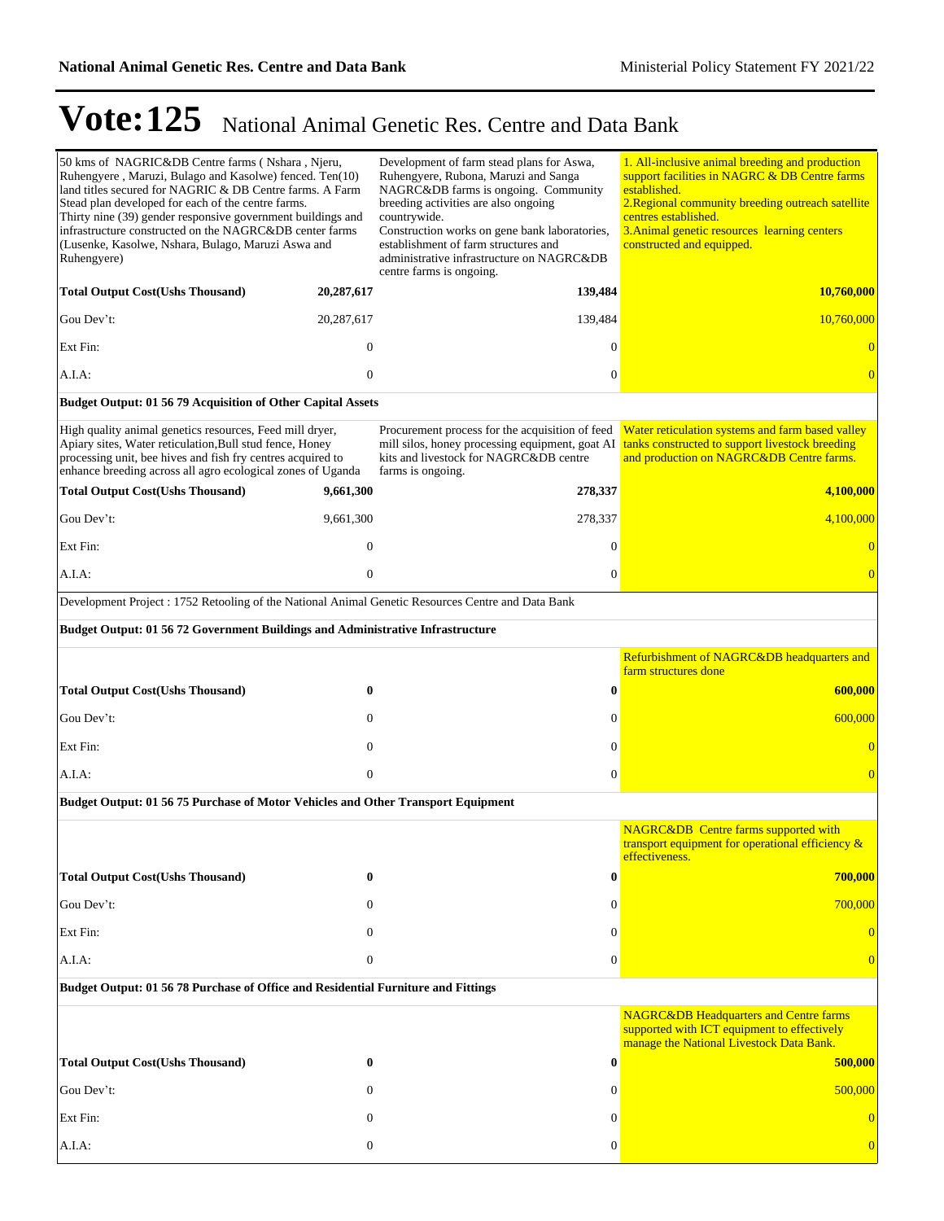# Vote:125 National Animal Genetic Res. Centre and Data Bank

| | | | |
|---|---|---|---|
| 50 kms of NAGRIC&DB Centre farms ( Nshara , Njeru, Ruhengyere , Maruzi, Bulago and Kasolwe) fenced. Ten(10) land titles secured for NAGRIC & DB Centre farms. A Farm Stead plan developed for each of the centre farms. Thirty nine (39) gender responsive government buildings and infrastructure constructed on the NAGRC&DB center farms (Lusenke, Kasolwe, Nshara, Bulago, Maruzi Aswa and Ruhengyere) | | Development of farm stead plans for Aswa, Ruhengyere, Rubona, Maruzi and Sanga NAGRC&DB farms is ongoing. Community breeding activities are also ongoing countrywide. Construction works on gene bank laboratories, establishment of farm structures and administrative infrastructure on NAGRC&DB centre farms is ongoing. | 1. All-inclusive animal breeding and production support facilities in NAGRC & DB Centre farms established. 2.Regional community breeding outreach satellite centres established. 3.Animal genetic resources learning centers constructed and equipped. |
| **Total Output Cost(Ushs Thousand)** | **20,287,617** | **139,484** | **10,760,000** |
| Gou Dev't: | 20,287,617 | 139,484 | 10,760,000 |
| Ext Fin: | 0 | 0 | 0 |
| A.I.A: | 0 | 0 | 0 |
| **Budget Output: 01 56 79 Acquisition of Other Capital Assets** | | | |
| High quality animal genetics resources, Feed mill dryer, Apiary sites, Water reticulation,Bull stud fence, Honey processing unit, bee hives and fish fry centres acquired to enhance breeding across all agro ecological zones of Uganda | | Procurement process for the acquisition of feed mill silos, honey processing equipment, goat AI kits and livestock for NAGRC&DB centre farms is ongoing. | Water reticulation systems and farm based valley tanks constructed to support livestock breeding and production on NAGRC&DB Centre farms. |
| **Total Output Cost(Ushs Thousand)** | **9,661,300** | **278,337** | **4,100,000** |
| Gou Dev't: | 9,661,300 | 278,337 | 4,100,000 |
| Ext Fin: | 0 | 0 | 0 |
| A.I.A: | 0 | 0 | 0 |
| Development Project : 1752 Retooling of the National Animal Genetic Resources Centre and Data Bank | | | |
| **Budget Output: 01 56 72 Government Buildings and Administrative Infrastructure** | | | |
| | | | Refurbishment of NAGRC&DB headquarters and farm structures done |
| **Total Output Cost(Ushs Thousand)** | **0** | **0** | **600,000** |
| Gou Dev't: | 0 | 0 | 600,000 |
| Ext Fin: | 0 | 0 | 0 |
| A.I.A: | 0 | 0 | 0 |
| **Budget Output: 01 56 75 Purchase of Motor Vehicles and Other Transport Equipment** | | | |
| | | | NAGRC&DB Centre farms supported with transport equipment for operational efficiency & effectiveness. |
| **Total Output Cost(Ushs Thousand)** | **0** | **0** | **700,000** |
| Gou Dev't: | 0 | 0 | 700,000 |
| Ext Fin: | 0 | 0 | 0 |
| A.I.A: | 0 | 0 | 0 |
| **Budget Output: 01 56 78 Purchase of Office and Residential Furniture and Fittings** | | | |
| | | | NAGRC&DB Headquarters and Centre farms supported with ICT equipment to effectively manage the National Livestock Data Bank. |
| **Total Output Cost(Ushs Thousand)** | **0** | **0** | **500,000** |
| Gou Dev't: | 0 | 0 | 500,000 |
| Ext Fin: | 0 | 0 | 0 |
| A.I.A: | 0 | 0 | 0 |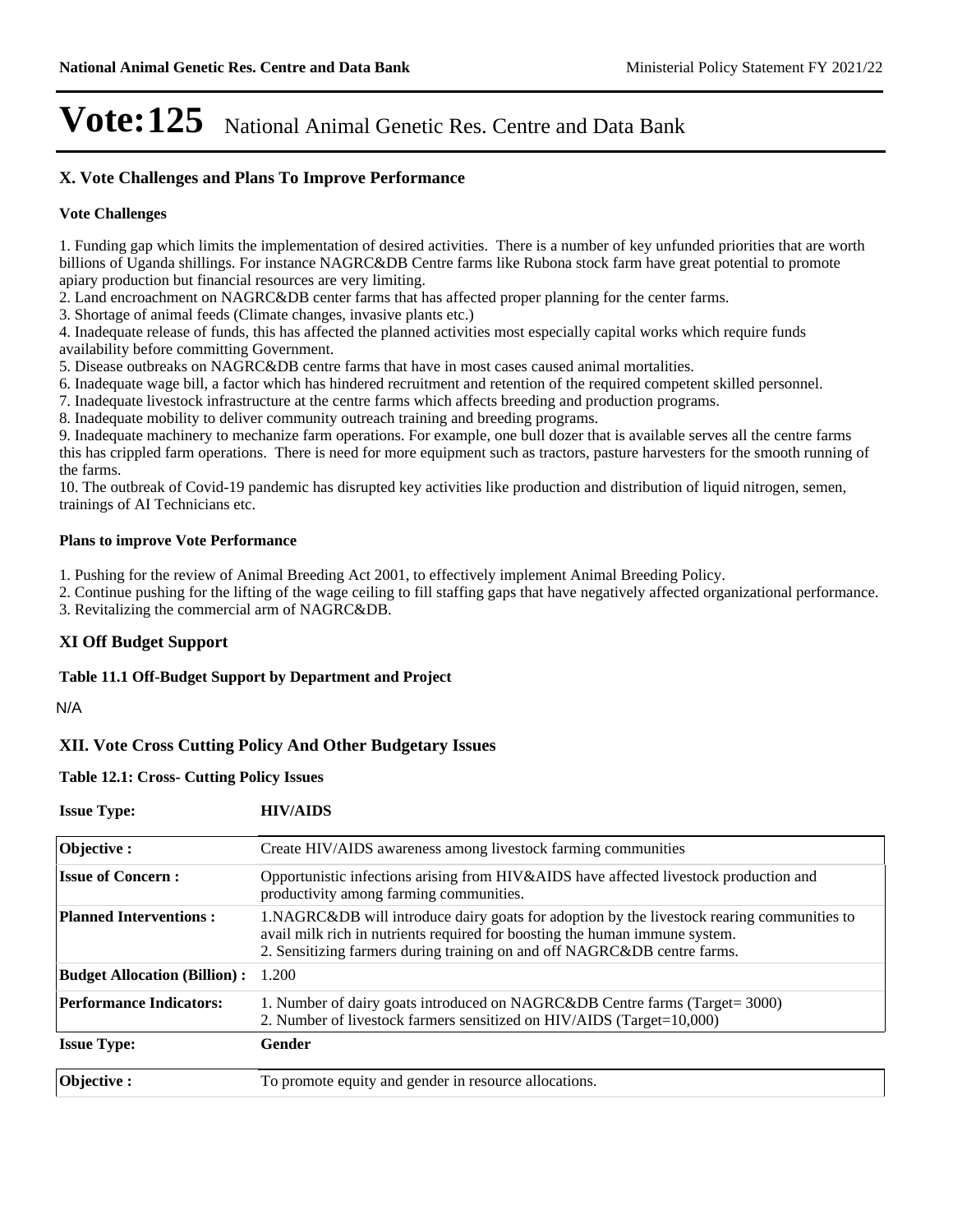# Vote:125 National Animal Genetic Res. Centre and Data Bank

## X. Vote Challenges and Plans To Improve Performance

**Vote Challenges**

1. Funding gap which limits the implementation of desired activities. There is a number of key unfunded priorities that are worth billions of Uganda shillings. For instance NAGRC&DB Centre farms like Rubona stock farm have great potential to promote apiary production but financial resources are very limiting.
2. Land encroachment on NAGRC&DB center farms that has affected proper planning for the center farms.
3. Shortage of animal feeds (Climate changes, invasive plants etc.)
4. Inadequate release of funds, this has affected the planned activities most especially capital works which require funds availability before committing Government.
5. Disease outbreaks on NAGRC&DB centre farms that have in most cases caused animal mortalities.
6. Inadequate wage bill, a factor which has hindered recruitment and retention of the required competent skilled personnel.
7. Inadequate livestock infrastructure at the centre farms which affects breeding and production programs.
8. Inadequate mobility to deliver community outreach training and breeding programs.
9. Inadequate machinery to mechanize farm operations. For example, one bull dozer that is available serves all the centre farms this has crippled farm operations. There is need for more equipment such as tractors, pasture harvesters for the smooth running of the farms.
10. The outbreak of Covid-19 pandemic has disrupted key activities like production and distribution of liquid nitrogen, semen, trainings of AI Technicians etc.

**Plans to improve Vote Performance**

1. Pushing for the review of Animal Breeding Act 2001, to effectively implement Animal Breeding Policy.
2. Continue pushing for the lifting of the wage ceiling to fill staffing gaps that have negatively affected organizational performance.
3. Revitalizing the commercial arm of NAGRC&DB.

## XI Off Budget Support

**Table 11.1 Off-Budget Support by Department and Project**

N/A

## XII. Vote Cross Cutting Policy And Other Budgetary Issues

**Table 12.1: Cross- Cutting Policy Issues**

| **Issue Type:** | **HIV/AIDS** |
|---|---|
| **Objective :** | Create HIV/AIDS awareness among livestock farming communities |
| **Issue of Concern :** | Opportunistic infections arising from HIV&AIDS have affected livestock production and productivity among farming communities. |
| **Planned Interventions :** | 1.NAGRC&DB will introduce dairy goats for adoption by the livestock rearing communities to avail milk rich in nutrients required for boosting the human immune system.<br>2. Sensitizing farmers during training on and off NAGRC&DB centre farms. |
| **Budget Allocation (Billion) :** | 1.200 |
| **Performance Indicators:** | 1. Number of dairy goats introduced on NAGRC&DB Centre farms (Target= 3000)<br>2. Number of livestock farmers sensitized on HIV/AIDS (Target=10,000) |

| **Issue Type:** | **Gender** |
|---|---|
| **Objective :** | To promote equity and gender in resource allocations. |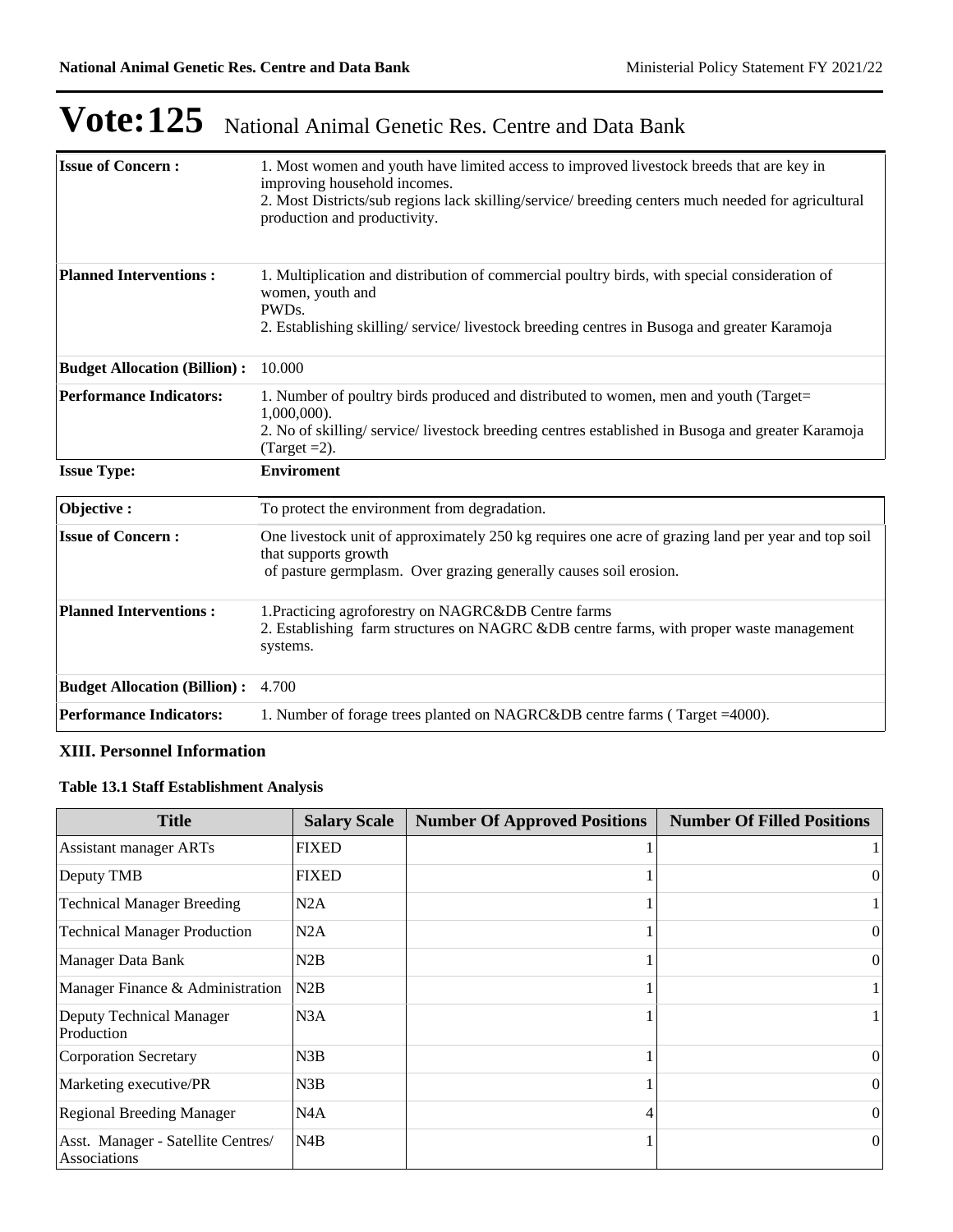# Vote:125 National Animal Genetic Res. Centre and Data Bank

| | |
|---|---|
| **Issue of Concern :** | 1. Most women and youth have limited access to improved livestock breeds that are key in improving household incomes.<br>2. Most Districts/sub regions lack skilling/service/ breeding centers much needed for agricultural production and productivity. |
| **Planned Interventions :** | 1. Multiplication and distribution of commercial poultry birds, with special consideration of women, youth and PWDs.<br>2. Establishing skilling/ service/ livestock breeding centres in Busoga and greater Karamoja |
| **Budget Allocation (Billion) :** | 10.000 |
| **Performance Indicators:** | 1. Number of poultry birds produced and distributed to women, men and youth (Target= 1,000,000).<br>2. No of skilling/ service/ livestock breeding centres established in Busoga and greater Karamoja (Target =2). |

**Issue Type:** **Enviroment**

| | |
|---|---|
| **Objective :** | To protect the environment from degradation. |
| **Issue of Concern :** | One livestock unit of approximately 250 kg requires one acre of grazing land per year and top soil that supports growth of pasture germplasm. Over grazing generally causes soil erosion. |
| **Planned Interventions :** | 1.Practicing agroforestry on NAGRC&DB Centre farms<br>2. Establishing farm structures on NAGRC &DB centre farms, with proper waste management systems. |
| **Budget Allocation (Billion) :** | 4.700 |
| **Performance Indicators:** | 1. Number of forage trees planted on NAGRC&DB centre farms ( Target =4000). |

### XIII. Personnel Information

**Table 13.1 Staff Establishment Analysis**

| Title | Salary Scale | Number Of Approved Positions | Number Of Filled Positions |
|---|---|---|---|
| Assistant manager ARTs | FIXED | 1 | 1 |
| Deputy TMB | FIXED | 1 | 0 |
| Technical Manager Breeding | N2A | 1 | 1 |
| Technical Manager Production | N2A | 1 | 0 |
| Manager Data Bank | N2B | 1 | 0 |
| Manager Finance & Administration | N2B | 1 | 1 |
| Deputy Technical Manager Production | N3A | 1 | 1 |
| Corporation Secretary | N3B | 1 | 0 |
| Marketing executive/PR | N3B | 1 | 0 |
| Regional Breeding Manager | N4A | 4 | 0 |
| Asst. Manager - Satellite Centres/ Associations | N4B | 1 | 0 |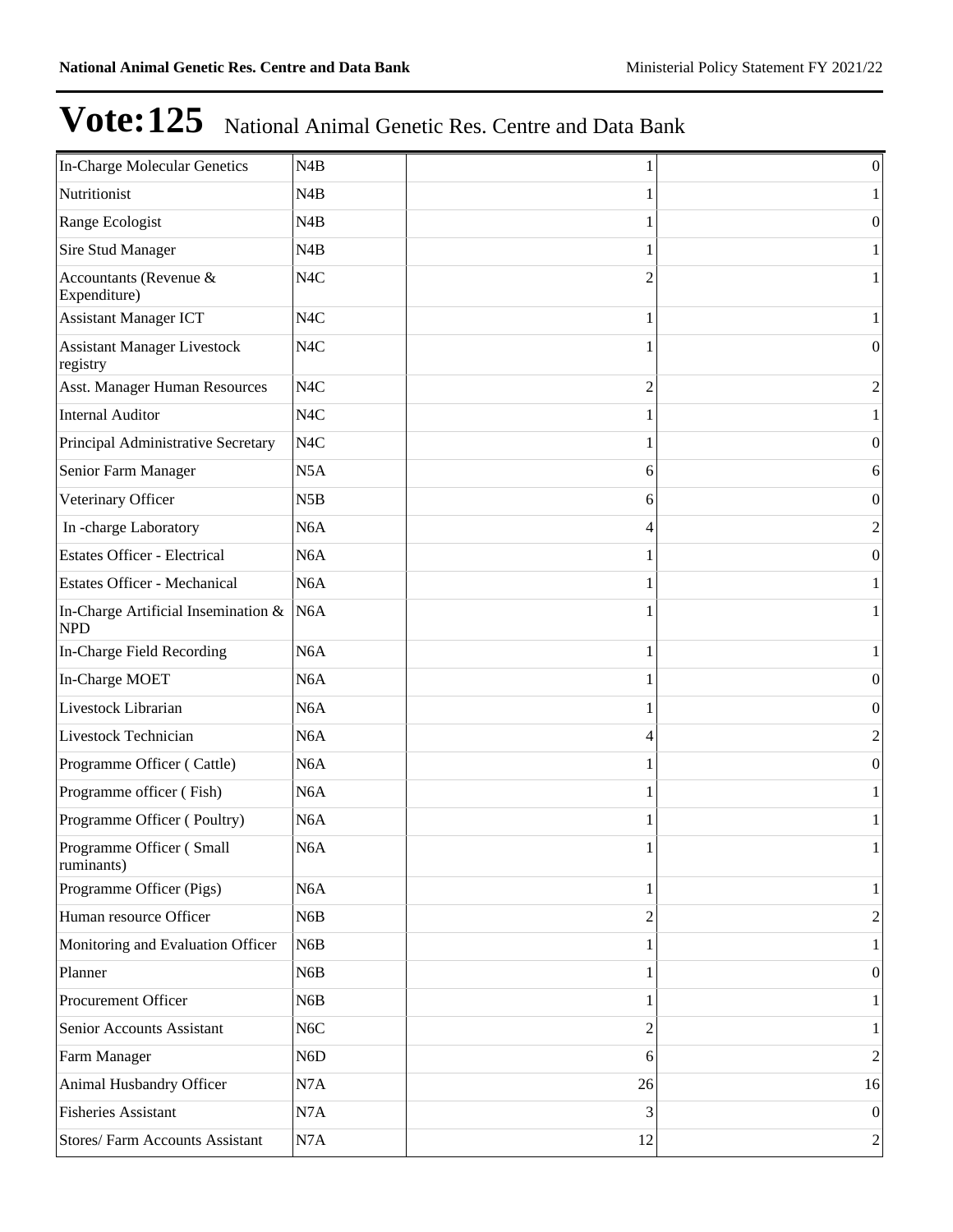# Vote:125 National Animal Genetic Res. Centre and Data Bank

| | | | | |
|---|---|---|---|---|
| In-Charge Molecular Genetics | N4B | | 1 | 0 |
| Nutritionist | N4B | | 1 | 1 |
| Range Ecologist | N4B | | 1 | 0 |
| Sire Stud Manager | N4B | | 1 | 1 |
| Accountants (Revenue & Expenditure) | N4C | | 2 | 1 |
| Assistant Manager ICT | N4C | | 1 | 1 |
| Assistant Manager Livestock registry | N4C | | 1 | 0 |
| Asst. Manager Human Resources | N4C | | 2 | 2 |
| Internal Auditor | N4C | | 1 | 1 |
| Principal Administrative Secretary | N4C | | 1 | 0 |
| Senior Farm Manager | N5A | | 6 | 6 |
| Veterinary Officer | N5B | | 6 | 0 |
| In -charge Laboratory | N6A | | 4 | 2 |
| Estates Officer - Electrical | N6A | | 1 | 0 |
| Estates Officer - Mechanical | N6A | | 1 | 1 |
| In-Charge Artificial Insemination & NPD | N6A | | 1 | 1 |
| In-Charge Field Recording | N6A | | 1 | 1 |
| In-Charge MOET | N6A | | 1 | 0 |
| Livestock Librarian | N6A | | 1 | 0 |
| Livestock Technician | N6A | | 4 | 2 |
| Programme Officer ( Cattle) | N6A | | 1 | 0 |
| Programme officer ( Fish) | N6A | | 1 | 1 |
| Programme Officer ( Poultry) | N6A | | 1 | 1 |
| Programme Officer ( Small ruminants) | N6A | | 1 | 1 |
| Programme Officer (Pigs) | N6A | | 1 | 1 |
| Human resource Officer | N6B | | 2 | 2 |
| Monitoring and Evaluation Officer | N6B | | 1 | 1 |
| Planner | N6B | | 1 | 0 |
| Procurement Officer | N6B | | 1 | 1 |
| Senior Accounts Assistant | N6C | | 2 | 1 |
| Farm Manager | N6D | | 6 | 2 |
| Animal Husbandry Officer | N7A | | 26 | 16 |
| Fisheries Assistant | N7A | | 3 | 0 |
| Stores/ Farm Accounts Assistant | N7A | | 12 | 2 |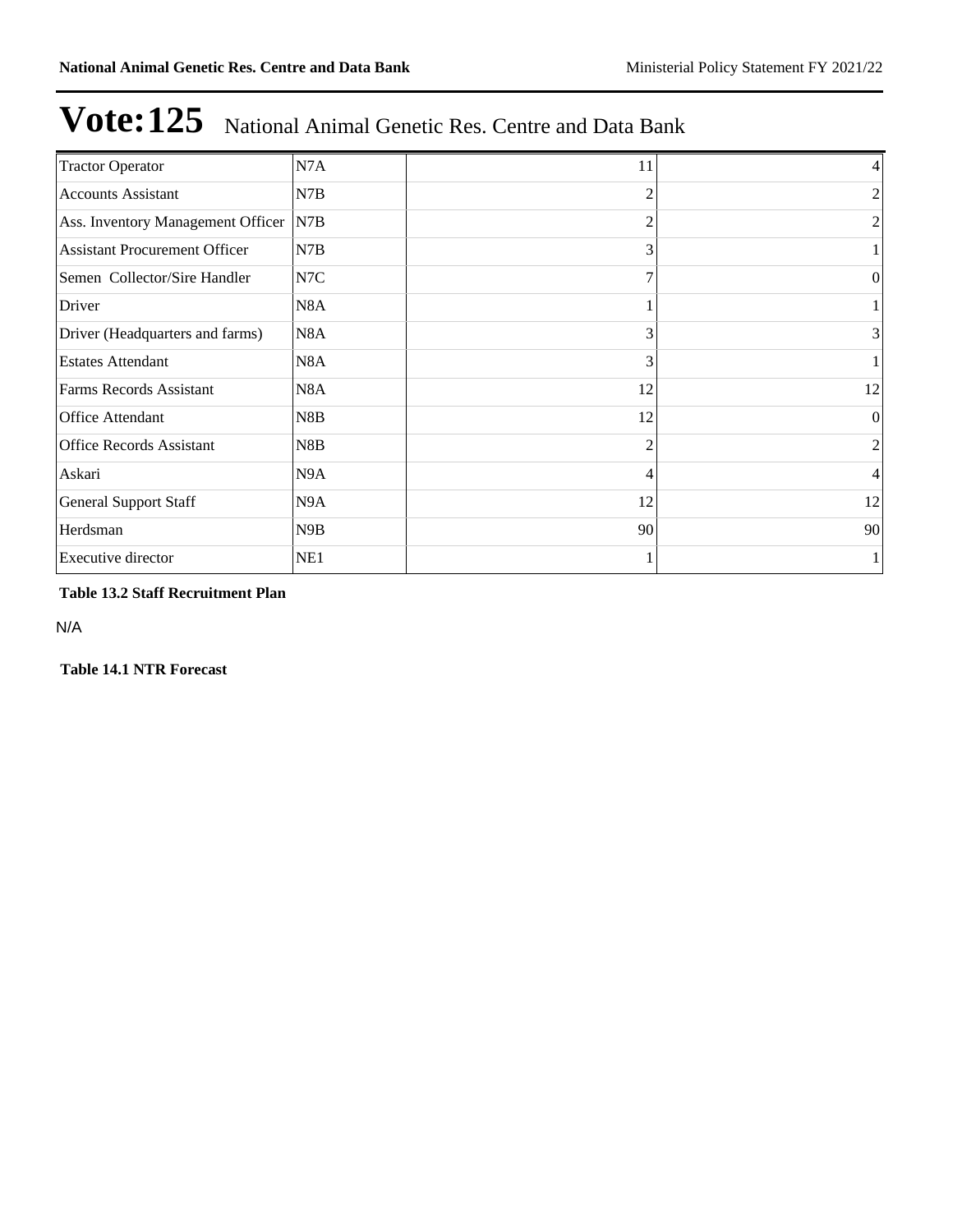# Vote:125 National Animal Genetic Res. Centre and Data Bank

| | | | |
|---|---|---|---|
| Tractor Operator | N7A | 11 | 4 |
| Accounts Assistant | N7B | 2 | 2 |
| Ass. Inventory Management Officer | N7B | 2 | 2 |
| Assistant Procurement Officer | N7B | 3 | 1 |
| Semen Collector/Sire Handler | N7C | 7 | 0 |
| Driver | N8A | 1 | 1 |
| Driver (Headquarters and farms) | N8A | 3 | 3 |
| Estates Attendant | N8A | 3 | 1 |
| Farms Records Assistant | N8A | 12 | 12 |
| Office Attendant | N8B | 12 | 0 |
| Office Records Assistant | N8B | 2 | 2 |
| Askari | N9A | 4 | 4 |
| General Support Staff | N9A | 12 | 12 |
| Herdsman | N9B | 90 | 90 |
| Executive director | NE1 | 1 | 1 |

**Table 13.2 Staff Recruitment Plan**

N/A

**Table 14.1 NTR Forecast**